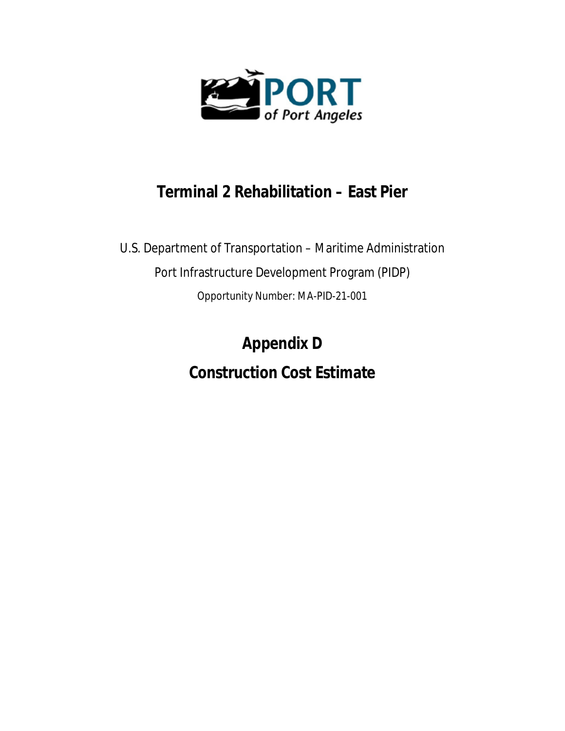PORT of Port Angeles

# Terminal 2 Rehabilitation – East Pier

U.S. Department of Transportation – Maritime Administration

Port Infrastructure Development Program (PIDP)

Opportunity Number: MA-PID-21-001

## Appendix D

## Construction Cost Estimate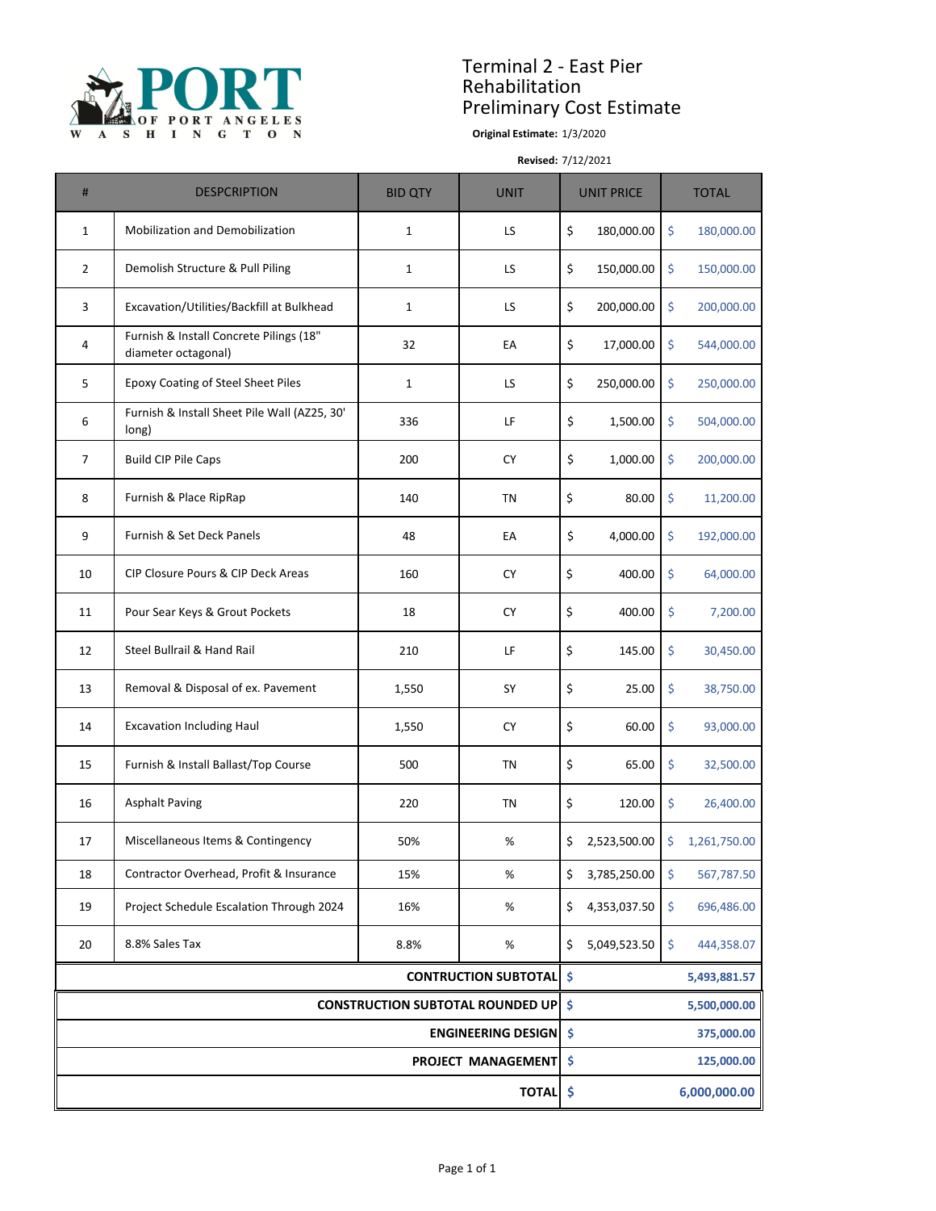PORT OF PORT ANGELES WASHINGTON

# Terminal 2 - East Pier Rehabilitation Preliminary Cost Estimate

**Original Estimate:** 1/3/2020

**Revised:** 7/12/2021

| # | DESPCRIPTION | BID QTY | UNIT | UNIT PRICE | TOTAL |
|---|---|---|---|---|---|
| 1 | Mobilization and Demobilization | 1 | LS | $ 180,000.00 | $ 180,000.00 |
| 2 | Demolish Structure & Pull Piling | 1 | LS | $ 150,000.00 | $ 150,000.00 |
| 3 | Excavation/Utilities/Backfill at Bulkhead | 1 | LS | $ 200,000.00 | $ 200,000.00 |
| 4 | Furnish & Install Concrete Pilings (18" diameter octagonal) | 32 | EA | $ 17,000.00 | $ 544,000.00 |
| 5 | Epoxy Coating of Steel Sheet Piles | 1 | LS | $ 250,000.00 | $ 250,000.00 |
| 6 | Furnish & Install Sheet Pile Wall (AZ25, 30' long) | 336 | LF | $ 1,500.00 | $ 504,000.00 |
| 7 | Build CIP Pile Caps | 200 | CY | $ 1,000.00 | $ 200,000.00 |
| 8 | Furnish & Place RipRap | 140 | TN | $ 80.00 | $ 11,200.00 |
| 9 | Furnish & Set Deck Panels | 48 | EA | $ 4,000.00 | $ 192,000.00 |
| 10 | CIP Closure Pours & CIP Deck Areas | 160 | CY | $ 400.00 | $ 64,000.00 |
| 11 | Pour Sear Keys & Grout Pockets | 18 | CY | $ 400.00 | $ 7,200.00 |
| 12 | Steel Bullrail & Hand Rail | 210 | LF | $ 145.00 | $ 30,450.00 |
| 13 | Removal & Disposal of ex. Pavement | 1,550 | SY | $ 25.00 | $ 38,750.00 |
| 14 | Excavation Including Haul | 1,550 | CY | $ 60.00 | $ 93,000.00 |
| 15 | Furnish & Install Ballast/Top Course | 500 | TN | $ 65.00 | $ 32,500.00 |
| 16 | Asphalt Paving | 220 | TN | $ 120.00 | $ 26,400.00 |
| 17 | Miscellaneous Items & Contingency | 50% | % | $ 2,523,500.00 | $ 1,261,750.00 |
| 18 | Contractor Overhead, Profit & Insurance | 15% | % | $ 3,785,250.00 | $ 567,787.50 |
| 19 | Project Schedule Escalation Through 2024 | 16% | % | $ 4,353,037.50 | $ 696,486.00 |
| 20 | 8.8% Sales Tax | 8.8% | % | $ 5,049,523.50 | $ 444,358.07 |
| | | | | **CONTRUCTION SUBTOTAL** | **$ 5,493,881.57** |
| | | | | **CONSTRUCTION SUBTOTAL ROUNDED UP** | **$ 5,500,000.00** |
| | | | | **ENGINEERING DESIGN** | **$ 375,000.00** |
| | | | | **PROJECT MANAGEMENT** | **$ 125,000.00** |
| | | | | **TOTAL** | **$ 6,000,000.00** |